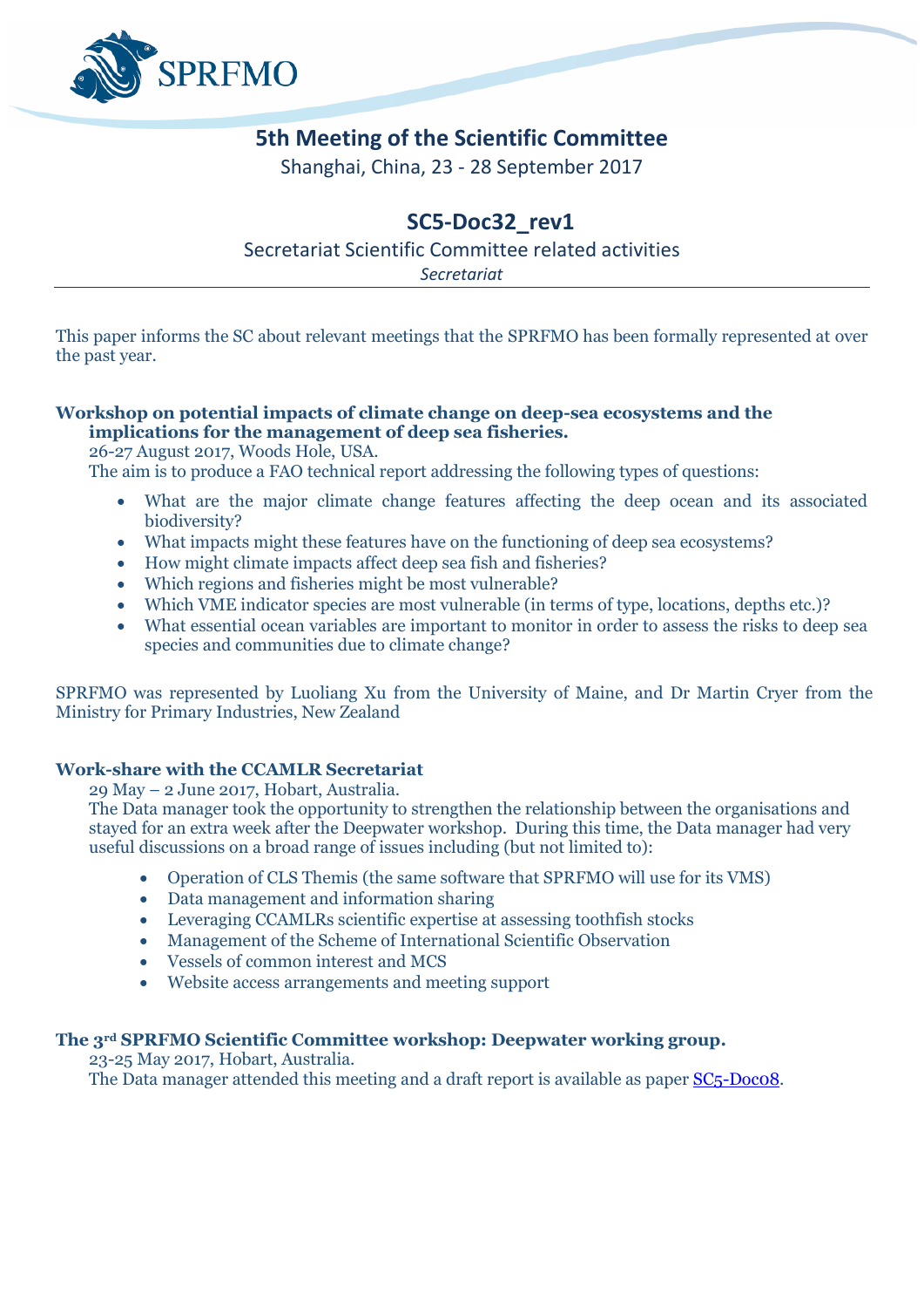# 5th Meeting of the Scientific Committee

Shanghai, China, 23 - 28 September 2017

## SC5-Doc32_rev1

Secretariat Scientific Committee related activities

*Secretariat*

This paper informs the SC about relevant meetings that the SPRFMO has been formally represented at over the past year.

**Workshop on potential impacts of climate change on deep-sea ecosystems and the implications for the management of deep sea fisheries.**

26-27 August 2017, Woods Hole, USA.

The aim is to produce a FAO technical report addressing the following types of questions:

- What are the major climate change features affecting the deep ocean and its associated biodiversity?
- What impacts might these features have on the functioning of deep sea ecosystems?
- How might climate impacts affect deep sea fish and fisheries?
- Which regions and fisheries might be most vulnerable?
- Which VME indicator species are most vulnerable (in terms of type, locations, depths etc.)?
- What essential ocean variables are important to monitor in order to assess the risks to deep sea species and communities due to climate change?

SPRFMO was represented by Luoliang Xu from the University of Maine, and Dr Martin Cryer from the Ministry for Primary Industries, New Zealand

**Work-share with the CCAMLR Secretariat**

29 May – 2 June 2017, Hobart, Australia.

The Data manager took the opportunity to strengthen the relationship between the organisations and stayed for an extra week after the Deepwater workshop. During this time, the Data manager had very useful discussions on a broad range of issues including (but not limited to):

- Operation of CLS Themis (the same software that SPRFMO will use for its VMS)
- Data management and information sharing
- Leveraging CCAMLRs scientific expertise at assessing toothfish stocks
- Management of the Scheme of International Scientific Observation
- Vessels of common interest and MCS
- Website access arrangements and meeting support

**The 3rd SPRFMO Scientific Committee workshop: Deepwater working group.**

23-25 May 2017, Hobart, Australia.

The Data manager attended this meeting and a draft report is available as paper SC5-Doc08.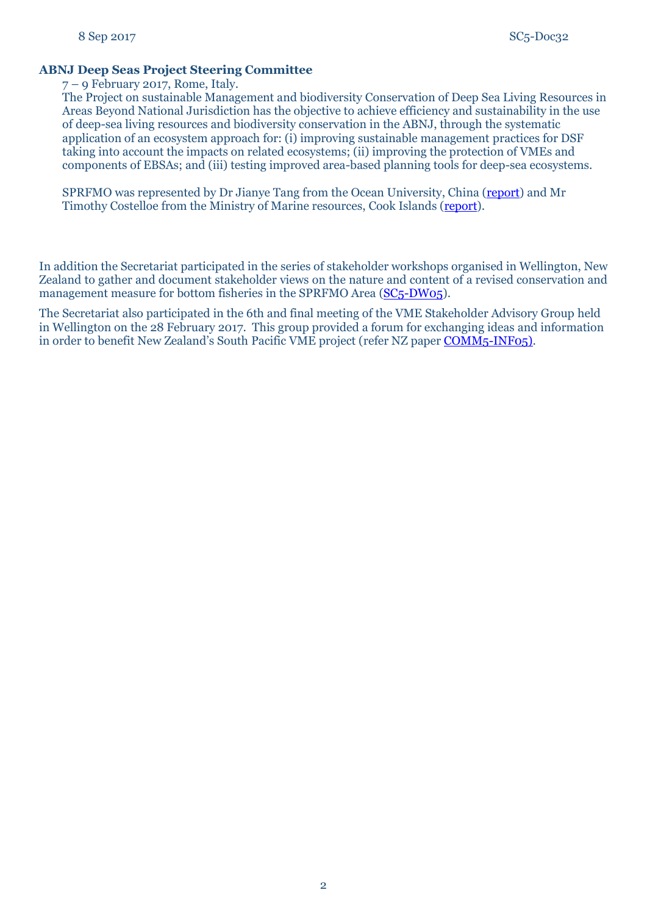**ABNJ Deep Seas Project Steering Committee**

7 – 9 February 2017, Rome, Italy.

The Project on sustainable Management and biodiversity Conservation of Deep Sea Living Resources in Areas Beyond National Jurisdiction has the objective to achieve efficiency and sustainability in the use of deep-sea living resources and biodiversity conservation in the ABNJ, through the systematic application of an ecosystem approach for: (i) improving sustainable management practices for DSF taking into account the impacts on related ecosystems; (ii) improving the protection of VMEs and components of EBSAs; and (iii) testing improved area-based planning tools for deep-sea ecosystems.

SPRFMO was represented by Dr Jianye Tang from the Ocean University, China (report) and Mr Timothy Costelloe from the Ministry of Marine resources, Cook Islands (report).

In addition the Secretariat participated in the series of stakeholder workshops organised in Wellington, New Zealand to gather and document stakeholder views on the nature and content of a revised conservation and management measure for bottom fisheries in the SPRFMO Area (SC5-DW05).

The Secretariat also participated in the 6th and final meeting of the VME Stakeholder Advisory Group held in Wellington on the 28 February 2017. This group provided a forum for exchanging ideas and information in order to benefit New Zealand's South Pacific VME project (refer NZ paper COMM5-INF05).